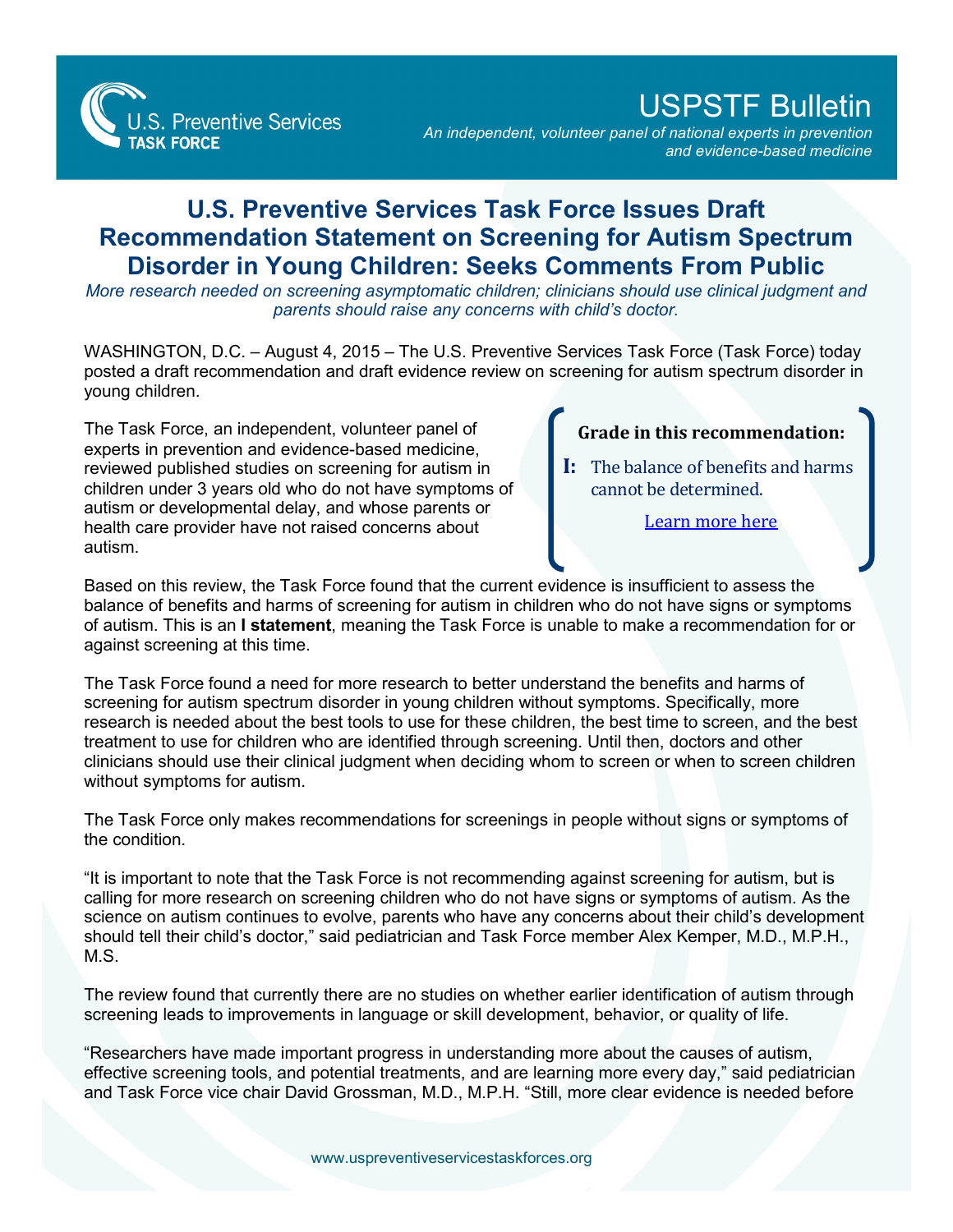U.S. Preventive Services TASK FORCE

# USPSTF Bulletin

*An independent, volunteer panel of national experts in prevention and evidence-based medicine*

## U.S. Preventive Services Task Force Issues Draft Recommendation Statement on Screening for Autism Spectrum Disorder in Young Children: Seeks Comments From Public

*More research needed on screening asymptomatic children; clinicians should use clinical judgment and parents should raise any concerns with child's doctor.*

WASHINGTON, D.C. – August 4, 2015 – The U.S. Preventive Services Task Force (Task Force) today posted a draft recommendation and draft evidence review on screening for autism spectrum disorder in young children.

The Task Force, an independent, volunteer panel of experts in prevention and evidence-based medicine, reviewed published studies on screening for autism in children under 3 years old who do not have symptoms of autism or developmental delay, and whose parents or health care provider have not raised concerns about autism.

> **Grade in this recommendation:**
>
> **I:** The balance of benefits and harms cannot be determined.
>
> Learn more here

Based on this review, the Task Force found that the current evidence is insufficient to assess the balance of benefits and harms of screening for autism in children who do not have signs or symptoms of autism. This is an **I statement**, meaning the Task Force is unable to make a recommendation for or against screening at this time.

The Task Force found a need for more research to better understand the benefits and harms of screening for autism spectrum disorder in young children without symptoms. Specifically, more research is needed about the best tools to use for these children, the best time to screen, and the best treatment to use for children who are identified through screening. Until then, doctors and other clinicians should use their clinical judgment when deciding whom to screen or when to screen children without symptoms for autism.

The Task Force only makes recommendations for screenings in people without signs or symptoms of the condition.

"It is important to note that the Task Force is not recommending against screening for autism, but is calling for more research on screening children who do not have signs or symptoms of autism. As the science on autism continues to evolve, parents who have any concerns about their child's development should tell their child's doctor," said pediatrician and Task Force member Alex Kemper, M.D., M.P.H., M.S.

The review found that currently there are no studies on whether earlier identification of autism through screening leads to improvements in language or skill development, behavior, or quality of life.

"Researchers have made important progress in understanding more about the causes of autism, effective screening tools, and potential treatments, and are learning more every day," said pediatrician and Task Force vice chair David Grossman, M.D., M.P.H. "Still, more clear evidence is needed before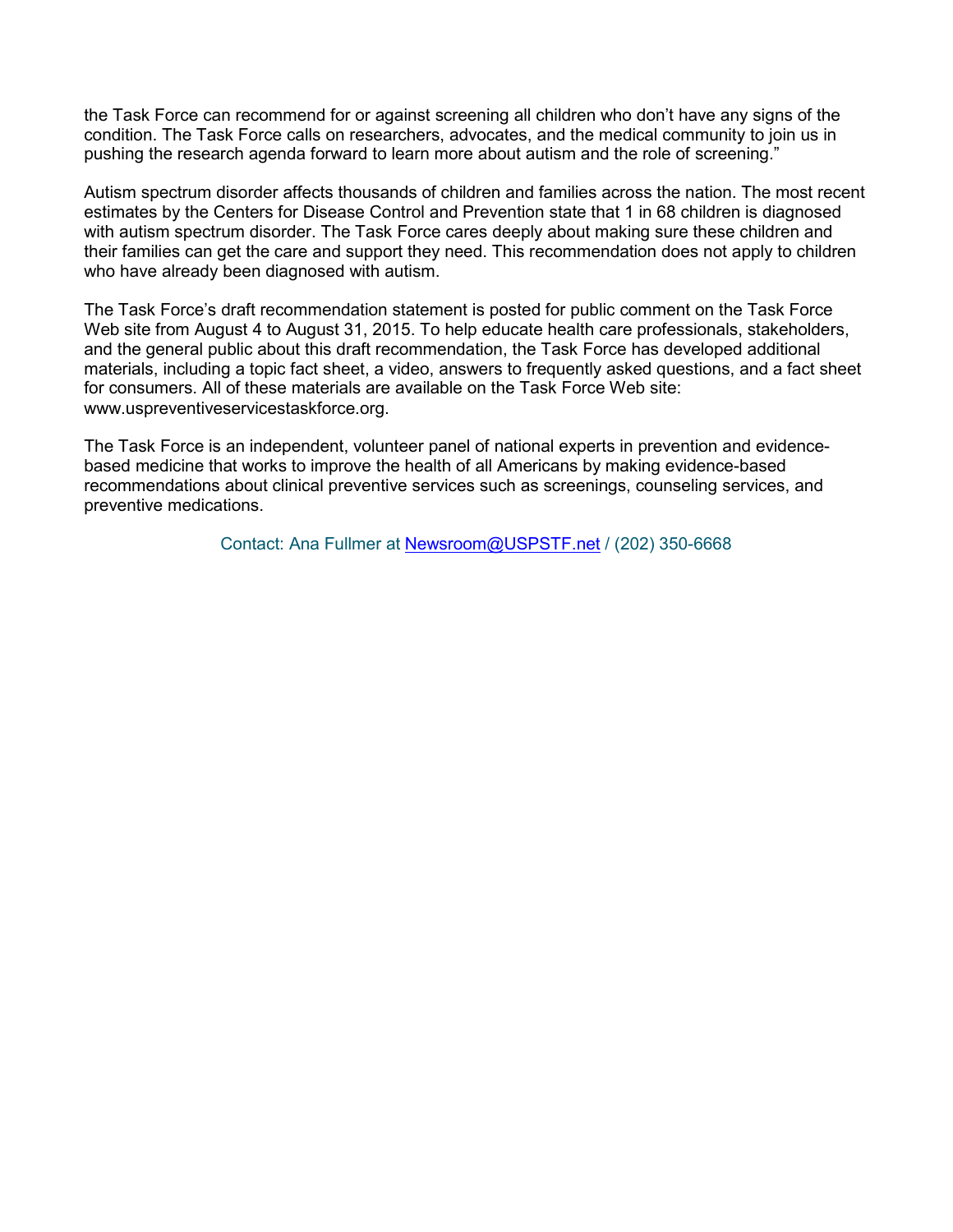the Task Force can recommend for or against screening all children who don't have any signs of the condition. The Task Force calls on researchers, advocates, and the medical community to join us in pushing the research agenda forward to learn more about autism and the role of screening."

Autism spectrum disorder affects thousands of children and families across the nation. The most recent estimates by the Centers for Disease Control and Prevention state that 1 in 68 children is diagnosed with autism spectrum disorder. The Task Force cares deeply about making sure these children and their families can get the care and support they need. This recommendation does not apply to children who have already been diagnosed with autism.

The Task Force's draft recommendation statement is posted for public comment on the Task Force Web site from August 4 to August 31, 2015. To help educate health care professionals, stakeholders, and the general public about this draft recommendation, the Task Force has developed additional materials, including a topic fact sheet, a video, answers to frequently asked questions, and a fact sheet for consumers. All of these materials are available on the Task Force Web site: www.uspreventiveservicestaskforce.org.

The Task Force is an independent, volunteer panel of national experts in prevention and evidence-based medicine that works to improve the health of all Americans by making evidence-based recommendations about clinical preventive services such as screenings, counseling services, and preventive medications.

Contact: Ana Fullmer at Newsroom@USPSTF.net / (202) 350-6668